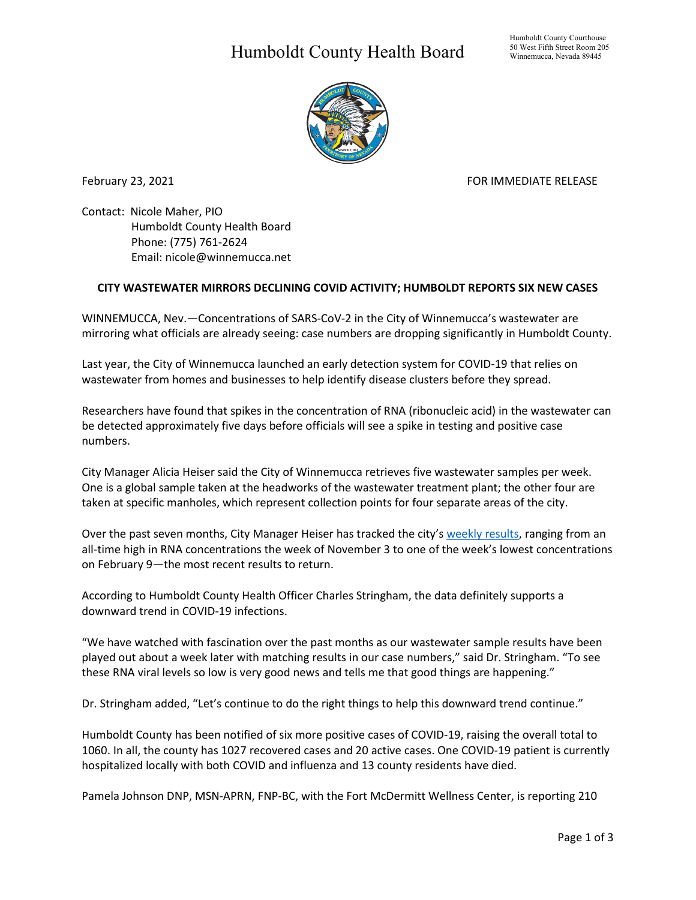# Humboldt County Health Board

Humboldt County Courthouse
50 West Fifth Street Room 205
Winnemucca, Nevada 89445

February 23, 2021 FOR IMMEDIATE RELEASE

Contact: Nicole Maher, PIO
Humboldt County Health Board
Phone: (775) 761-2624
Email: nicole@winnemucca.net

**CITY WASTEWATER MIRRORS DECLINING COVID ACTIVITY; HUMBOLDT REPORTS SIX NEW CASES**

WINNEMUCCA, Nev.—Concentrations of SARS-CoV-2 in the City of Winnemucca's wastewater are mirroring what officials are already seeing: case numbers are dropping significantly in Humboldt County.

Last year, the City of Winnemucca launched an early detection system for COVID-19 that relies on wastewater from homes and businesses to help identify disease clusters before they spread.

Researchers have found that spikes in the concentration of RNA (ribonucleic acid) in the wastewater can be detected approximately five days before officials will see a spike in testing and positive case numbers.

City Manager Alicia Heiser said the City of Winnemucca retrieves five wastewater samples per week. One is a global sample taken at the headworks of the wastewater treatment plant; the other four are taken at specific manholes, which represent collection points for four separate areas of the city.

Over the past seven months, City Manager Heiser has tracked the city's weekly results, ranging from an all-time high in RNA concentrations the week of November 3 to one of the week's lowest concentrations on February 9—the most recent results to return.

According to Humboldt County Health Officer Charles Stringham, the data definitely supports a downward trend in COVID-19 infections.

"We have watched with fascination over the past months as our wastewater sample results have been played out about a week later with matching results in our case numbers," said Dr. Stringham. "To see these RNA viral levels so low is very good news and tells me that good things are happening."

Dr. Stringham added, "Let's continue to do the right things to help this downward trend continue."

Humboldt County has been notified of six more positive cases of COVID-19, raising the overall total to 1060. In all, the county has 1027 recovered cases and 20 active cases. One COVID-19 patient is currently hospitalized locally with both COVID and influenza and 13 county residents have died.

Pamela Johnson DNP, MSN-APRN, FNP-BC, with the Fort McDermitt Wellness Center, is reporting 210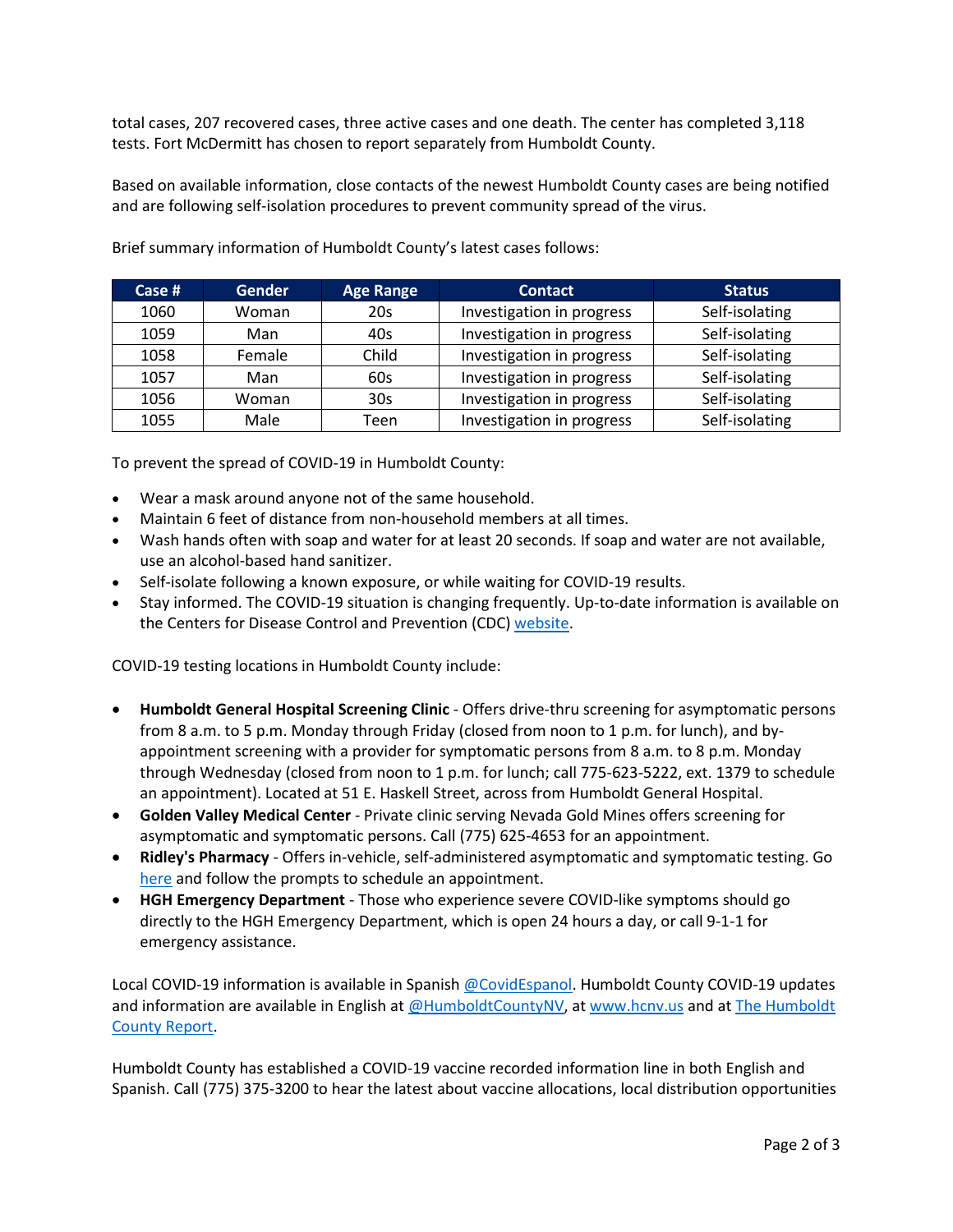total cases, 207 recovered cases, three active cases and one death. The center has completed 3,118 tests. Fort McDermitt has chosen to report separately from Humboldt County.

Based on available information, close contacts of the newest Humboldt County cases are being notified and are following self-isolation procedures to prevent community spread of the virus.

Brief summary information of Humboldt County's latest cases follows:

| Case # | Gender | Age Range | Contact | Status |
|---|---|---|---|---|
| 1060 | Woman | 20s | Investigation in progress | Self-isolating |
| 1059 | Man | 40s | Investigation in progress | Self-isolating |
| 1058 | Female | Child | Investigation in progress | Self-isolating |
| 1057 | Man | 60s | Investigation in progress | Self-isolating |
| 1056 | Woman | 30s | Investigation in progress | Self-isolating |
| 1055 | Male | Teen | Investigation in progress | Self-isolating |

To prevent the spread of COVID-19 in Humboldt County:

- Wear a mask around anyone not of the same household.
- Maintain 6 feet of distance from non-household members at all times.
- Wash hands often with soap and water for at least 20 seconds. If soap and water are not available, use an alcohol-based hand sanitizer.
- Self-isolate following a known exposure, or while waiting for COVID-19 results.
- Stay informed. The COVID-19 situation is changing frequently. Up-to-date information is available on the Centers for Disease Control and Prevention (CDC) website.

COVID-19 testing locations in Humboldt County include:

- **Humboldt General Hospital Screening Clinic** - Offers drive-thru screening for asymptomatic persons from 8 a.m. to 5 p.m. Monday through Friday (closed from noon to 1 p.m. for lunch), and by-appointment screening with a provider for symptomatic persons from 8 a.m. to 8 p.m. Monday through Wednesday (closed from noon to 1 p.m. for lunch; call 775-623-5222, ext. 1379 to schedule an appointment). Located at 51 E. Haskell Street, across from Humboldt General Hospital.
- **Golden Valley Medical Center** - Private clinic serving Nevada Gold Mines offers screening for asymptomatic and symptomatic persons. Call (775) 625-4653 for an appointment.
- **Ridley's Pharmacy** - Offers in-vehicle, self-administered asymptomatic and symptomatic testing. Go here and follow the prompts to schedule an appointment.
- **HGH Emergency Department** - Those who experience severe COVID-like symptoms should go directly to the HGH Emergency Department, which is open 24 hours a day, or call 9-1-1 for emergency assistance.

Local COVID-19 information is available in Spanish @CovidEspanol. Humboldt County COVID-19 updates and information are available in English at @HumboldtCountyNV, at www.hcnv.us and at The Humboldt County Report.

Humboldt County has established a COVID-19 vaccine recorded information line in both English and Spanish. Call (775) 375-3200 to hear the latest about vaccine allocations, local distribution opportunities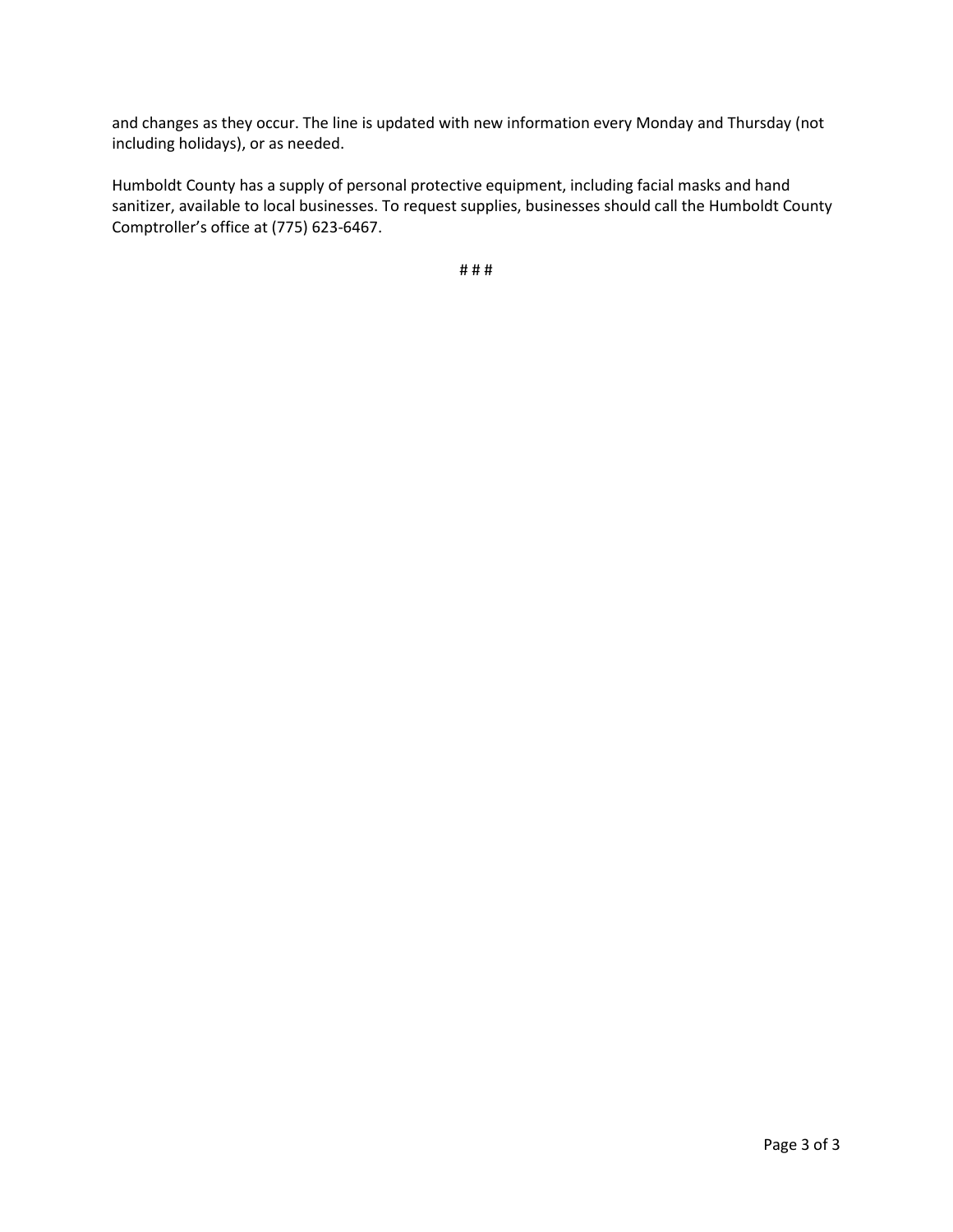and changes as they occur. The line is updated with new information every Monday and Thursday (not including holidays), or as needed.

Humboldt County has a supply of personal protective equipment, including facial masks and hand sanitizer, available to local businesses. To request supplies, businesses should call the Humboldt County Comptroller's office at (775) 623-6467.

# # #